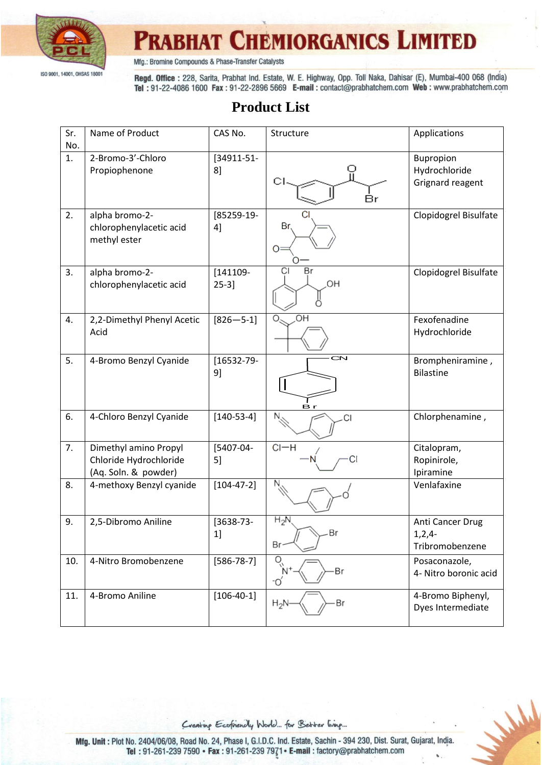# PRABHAT CHEMIORGANICS LIMITED

Mfg.: Bromine Compounds & Phase-Transfer Catalysts

ISO 9001, 14001, OHSAS 18001

**Regd. Office** : 228, Sarita, Prabhat Ind. Estate, W. E. Highway, Opp. Toll Naka, Dahisar (E), Mumbai-400 068 (India)
**Tel** : 91-22-4086 1600 **Fax** : 91-22-2896 5669 **E-mail** : contact@prabhatchem.com **Web** : www.prabhatchem.com

## Product List

| Sr. No. | Name of Product | CAS No. | Structure | Applications |
|---|---|---|---|---|
| 1. | 2-Bromo-3'-Chloro Propiophenone | [34911-51-8] | | Bupropion Hydrochloride Grignard reagent |
| 2. | alpha bromo-2-chlorophenylacetic acid methyl ester | [85259-19-4] | | Clopidogrel Bisulfate |
| 3. | alpha bromo-2-chlorophenylacetic acid | [141109-25-3] | | Clopidogrel Bisulfate |
| 4. | 2,2-Dimethyl Phenyl Acetic Acid | [826—5-1] | | Fexofenadine Hydrochloride |
| 5. | 4-Bromo Benzyl Cyanide | [16532-79-9] | | Brompheniramine , Bilastine |
| 6. | 4-Chloro Benzyl Cyanide | [140-53-4] | | Chlorphenamine , |
| 7. | Dimethyl amino Propyl Chloride Hydrochloride (Aq. Soln. & powder) | [5407-04-5] | | Citalopram, Ropinirole, Ipiramine |
| 8. | 4-methoxy Benzyl cyanide | [104-47-2] | | Venlafaxine |
| 9. | 2,5-Dibromo Aniline | [3638-73-1] | | Anti Cancer Drug 1,2,4-Tribromobenzene |
| 10. | 4-Nitro Bromobenzene | [586-78-7] | | Posaconazole, 4- Nitro boronic acid |
| 11. | 4-Bromo Aniline | [106-40-1] | | 4-Bromo Biphenyl, Dyes Intermediate |

*Creating Ecofriendly World... for Better living...*

**Mfg. Unit** : Plot No. 2404/06/08, Road No. 24, Phase I, G.I.D.C. Ind. Estate, Sachin - 394 230, Dist. Surat, Gujarat, India.
**Tel** : 91-261-239 7590 • **Fax** : 91-261-239 7971 • **E-mail** : factory@prabhatchem.com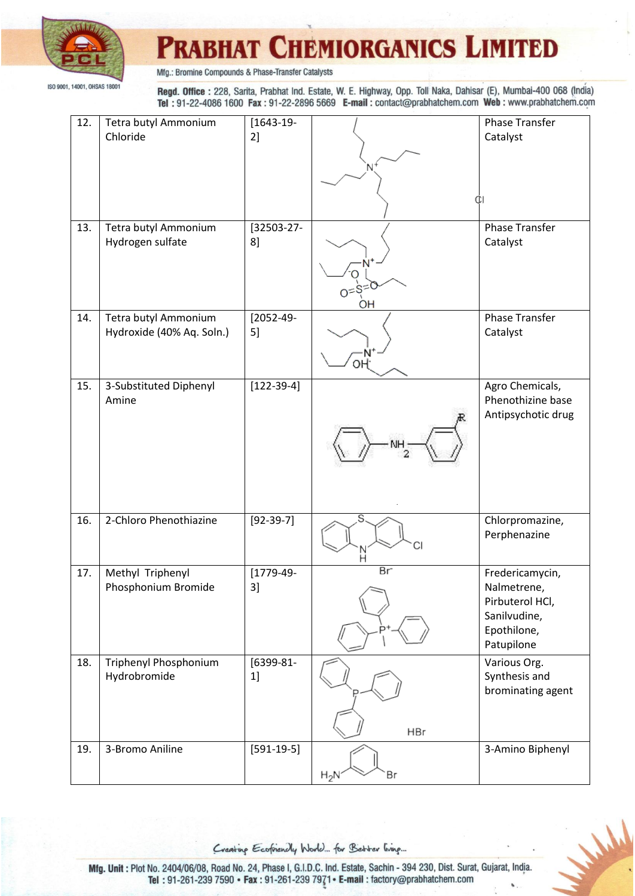| 12. | Tetra butyl Ammonium Chloride | [1643-19-2] | | Phase Transfer Catalyst |
|---|---|---|---|---|
| 13. | Tetra butyl Ammonium Hydrogen sulfate | [32503-27-8] | | Phase Transfer Catalyst |
| 14. | Tetra butyl Ammonium Hydroxide (40% Aq. Soln.) | [2052-49-5] | | Phase Transfer Catalyst |
| 15. | 3-Substituted Diphenyl Amine | [122-39-4] | | Agro Chemicals, Phenothizine base Antipsychotic drug |
| 16. | 2-Chloro Phenothiazine | [92-39-7] | | Chlorpromazine, Perphenazine |
| 17. | Methyl Triphenyl Phosphonium Bromide | [1779-49-3] | | Fredericamycin, Nalmetrene, Pirbuterol HCl, Sanilvudine, Epothilone, Patupilone |
| 18. | Triphenyl Phosphonium Hydrobromide | [6399-81-1] | | Various Org. Synthesis and brominating agent |
| 19. | 3-Bromo Aniline | [591-19-5] | | 3-Amino Biphenyl |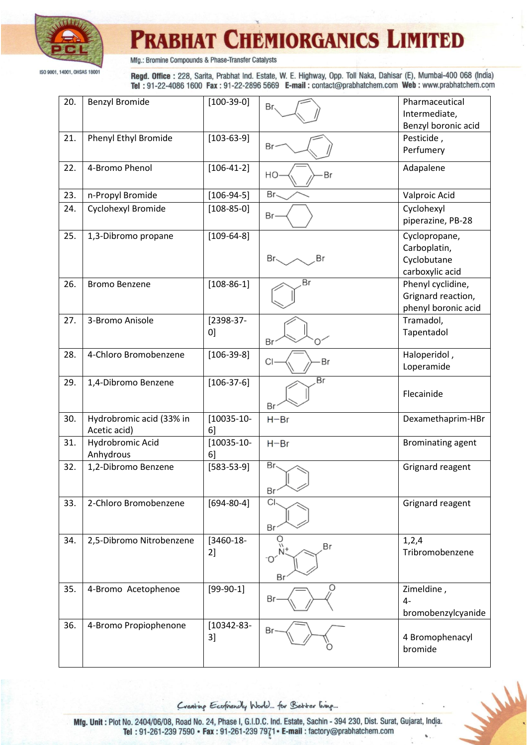| 20. | Benzyl Bromide | [100-39-0] | Br–CH2–C6H5 | Pharmaceutical Intermediate, Benzyl boronic acid |
|---|---|---|---|---|
| 21. | Phenyl Ethyl Bromide | [103-63-9] | Br–CH2CH2–C6H5 | Pesticide , Perfumery |
| 22. | 4-Bromo Phenol | [106-41-2] | HO–C6H4–Br | Adapalene |
| 23. | n-Propyl Bromide | [106-94-5] | Br–CH2CH2CH3 | Valproic Acid |
| 24. | Cyclohexyl Bromide | [108-85-0] | Br–C6H11 | Cyclohexyl piperazine, PB-28 |
| 25. | 1,3-Dibromo propane | [109-64-8] | Br–CH2CH2CH2–Br | Cyclopropane, Carboplatin, Cyclobutane carboxylic acid |
| 26. | Bromo Benzene | [108-86-1] | C6H5–Br | Phenyl cyclidine, Grignard reaction, phenyl boronic acid |
| 27. | 3-Bromo Anisole | [2398-37-0] | Br–C6H4–OCH3 (meta) | Tramadol, Tapentadol |
| 28. | 4-Chloro Bromobenzene | [106-39-8] | Cl–C6H4–Br | Haloperidol , Loperamide |
| 29. | 1,4-Dibromo Benzene | [106-37-6] | Br–C6H4–Br (para) | Flecainide |
| 30. | Hydrobromic acid (33% in Acetic acid) | [10035-10-6] | H−Br | Dexamethaprim-HBr |
| 31. | Hydrobromic Acid Anhydrous | [10035-10-6] | H−Br | Brominating agent |
| 32. | 1,2-Dibromo Benzene | [583-53-9] | Br–C6H4–Br (ortho) | Grignard reagent |
| 33. | 2-Chloro Bromobenzene | [694-80-4] | Cl–C6H4–Br (ortho) | Grignard reagent |
| 34. | 2,5-Dibromo Nitrobenzene | [3460-18-2] | $O_2N$–C6H3–Br2 (2,5) | 1,2,4 Tribromobenzene |
| 35. | 4-Bromo Acetophenoe | [99-90-1] | Br–C6H4–COCH3 | Zimeldine , 4-bromobenzylcyanide |
| 36. | 4-Bromo Propiophenone | [10342-83-3] | Br–C6H4–COCH2CH3 | 4 Bromophenacyl bromide |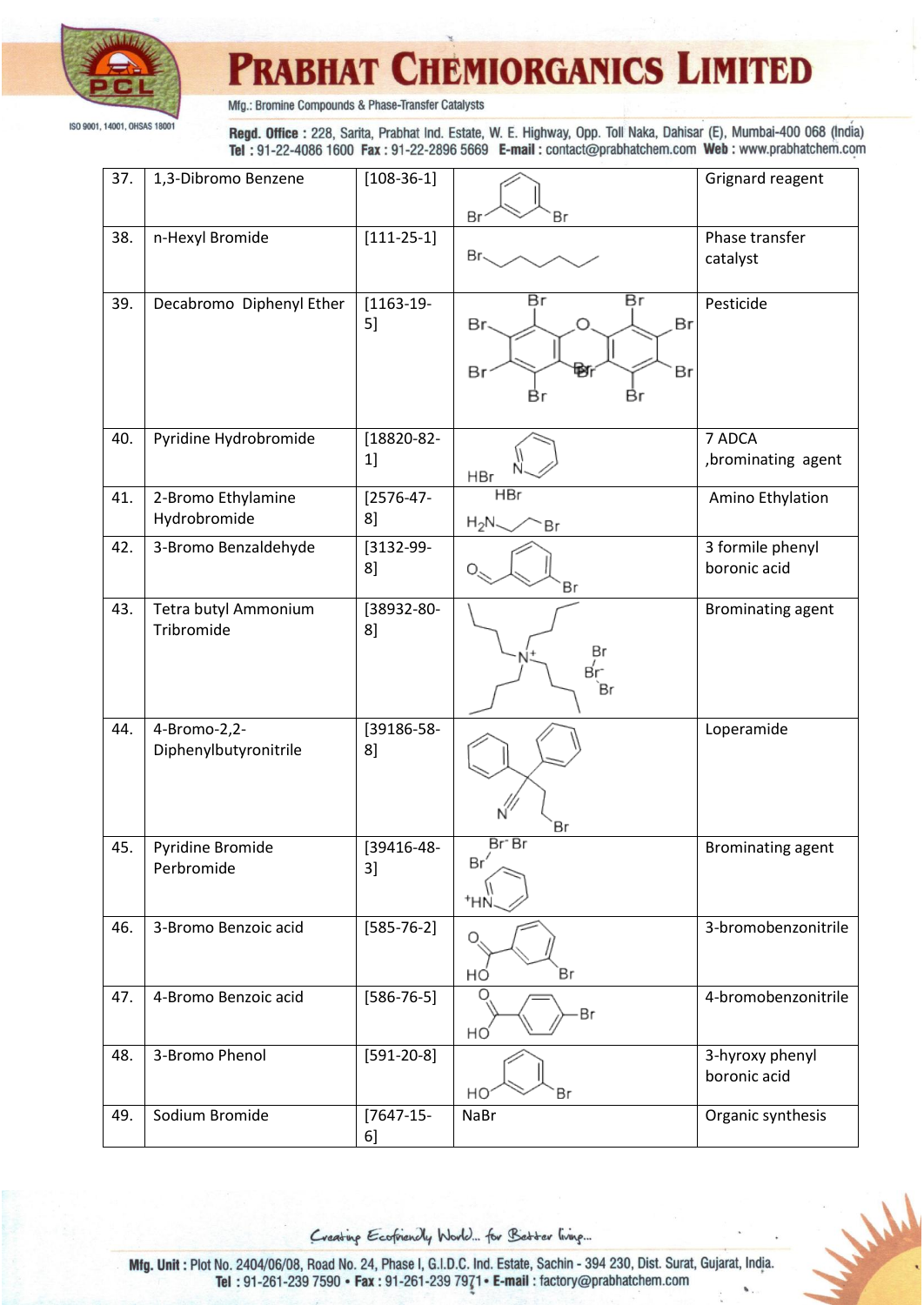| 37. | 1,3-Dibromo Benzene | [108-36-1] | | Grignard reagent |
|---|---|---|---|---|
| 38. | n-Hexyl Bromide | [111-25-1] | | Phase transfer catalyst |
| 39. | Decabromo Diphenyl Ether | [1163-19-5] | | Pesticide |
| 40. | Pyridine Hydrobromide | [18820-82-1] | | 7 ADCA ,brominating agent |
| 41. | 2-Bromo Ethylamine Hydrobromide | [2576-47-8] | | Amino Ethylation |
| 42. | 3-Bromo Benzaldehyde | [3132-99-8] | | 3 formile phenyl boronic acid |
| 43. | Tetra butyl Ammonium Tribromide | [38932-80-8] | | Brominating agent |
| 44. | 4-Bromo-2,2-Diphenylbutyronitrile | [39186-58-8] | | Loperamide |
| 45. | Pyridine Bromide Perbromide | [39416-48-3] | | Brominating agent |
| 46. | 3-Bromo Benzoic acid | [585-76-2] | | 3-bromobenzonitrile |
| 47. | 4-Bromo Benzoic acid | [586-76-5] | | 4-bromobenzonitrile |
| 48. | 3-Bromo Phenol | [591-20-8] | | 3-hyroxy phenyl boronic acid |
| 49. | Sodium Bromide | [7647-15-6] | NaBr | Organic synthesis |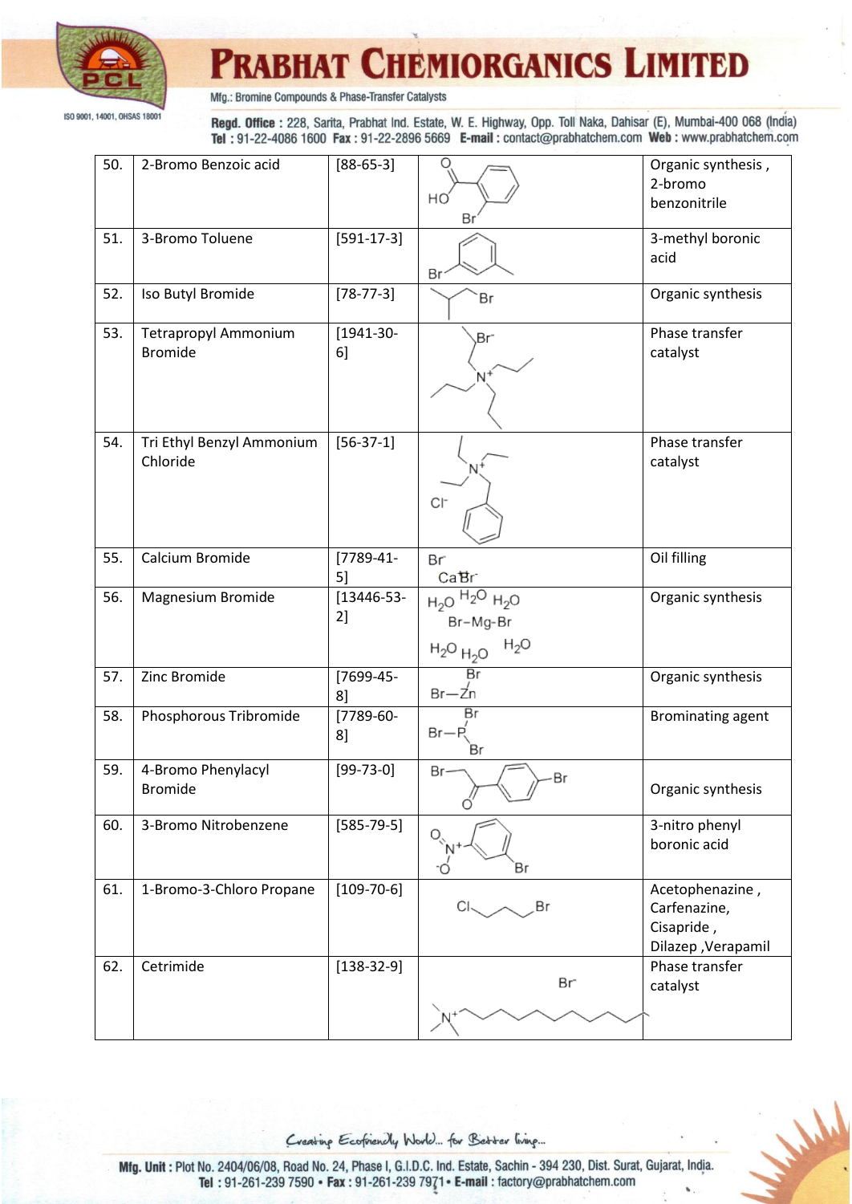| 50. | 2-Bromo Benzoic acid | [88-65-3] | HO Br | Organic synthesis , 2-bromo benzonitrile |
|---|---|---|---|---|
| 51. | 3-Bromo Toluene | [591-17-3] | Br | 3-methyl boronic acid |
| 52. | Iso Butyl Bromide | [78-77-3] | Br | Organic synthesis |
| 53. | Tetrapropyl Ammonium Bromide | [1941-30-6] | $Br^-$ $N^+$ | Phase transfer catalyst |
| 54. | Tri Ethyl Benzyl Ammonium Chloride | [56-37-1] | $N^+$ $Cl^-$ | Phase transfer catalyst |
| 55. | Calcium Bromide | [7789-41-5] | $Br^-$ $Ca^{+}Br^-$ | Oil filling |
| 56. | Magnesium Bromide | [13446-53-2] | $H_2O$ $H_2O$ $H_2O$ Br–Mg–Br $H_2O$ $H_2O$ $H_2O$ | Organic synthesis |
| 57. | Zinc Bromide | [7699-45-8] | Br Br–Zn | Organic synthesis |
| 58. | Phosphorous Tribromide | [7789-60-8] | Br Br–P Br | Brominating agent |
| 59. | 4-Bromo Phenylacyl Bromide | [99-73-0] | Br O Br | Organic synthesis |
| 60. | 3-Bromo Nitrobenzene | [585-79-5] | O $N^+$ $^-O$ Br | 3-nitro phenyl boronic acid |
| 61. | 1-Bromo-3-Chloro Propane | [109-70-6] | Cl Br | Acetophenazine , Carfenazine, Cisapride , Dilazep ,Verapamil |
| 62. | Cetrimide | [138-32-9] | $Br^-$ $N^+$ | Phase transfer catalyst |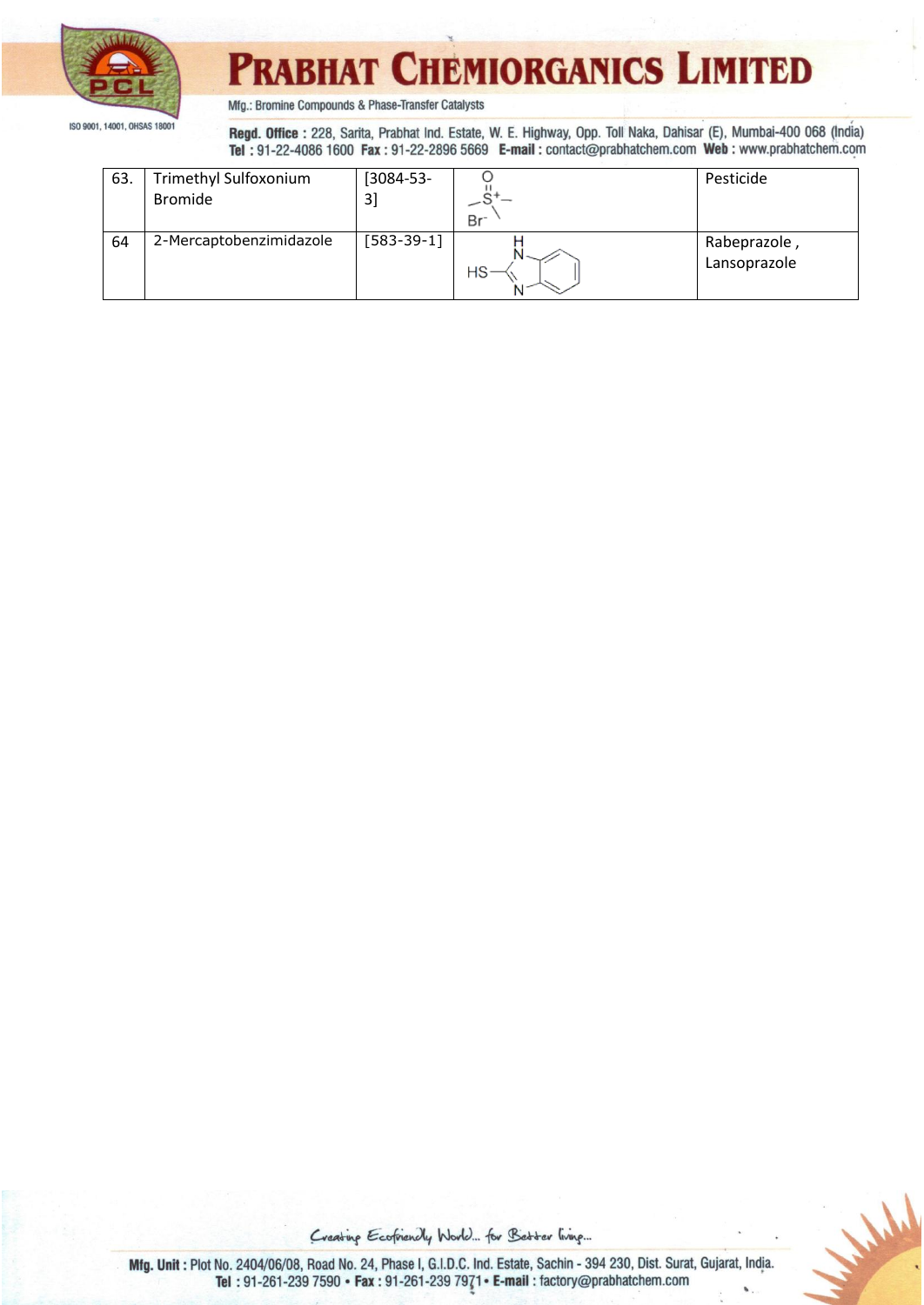| | | | | |
|---|---|---|---|---|
| 63. | Trimethyl Sulfoxonium Bromide | [3084-53-3] | | Pesticide |
| 64 | 2-Mercaptobenzimidazole | [583-39-1] | | Rabeprazole , Lansoprazole |